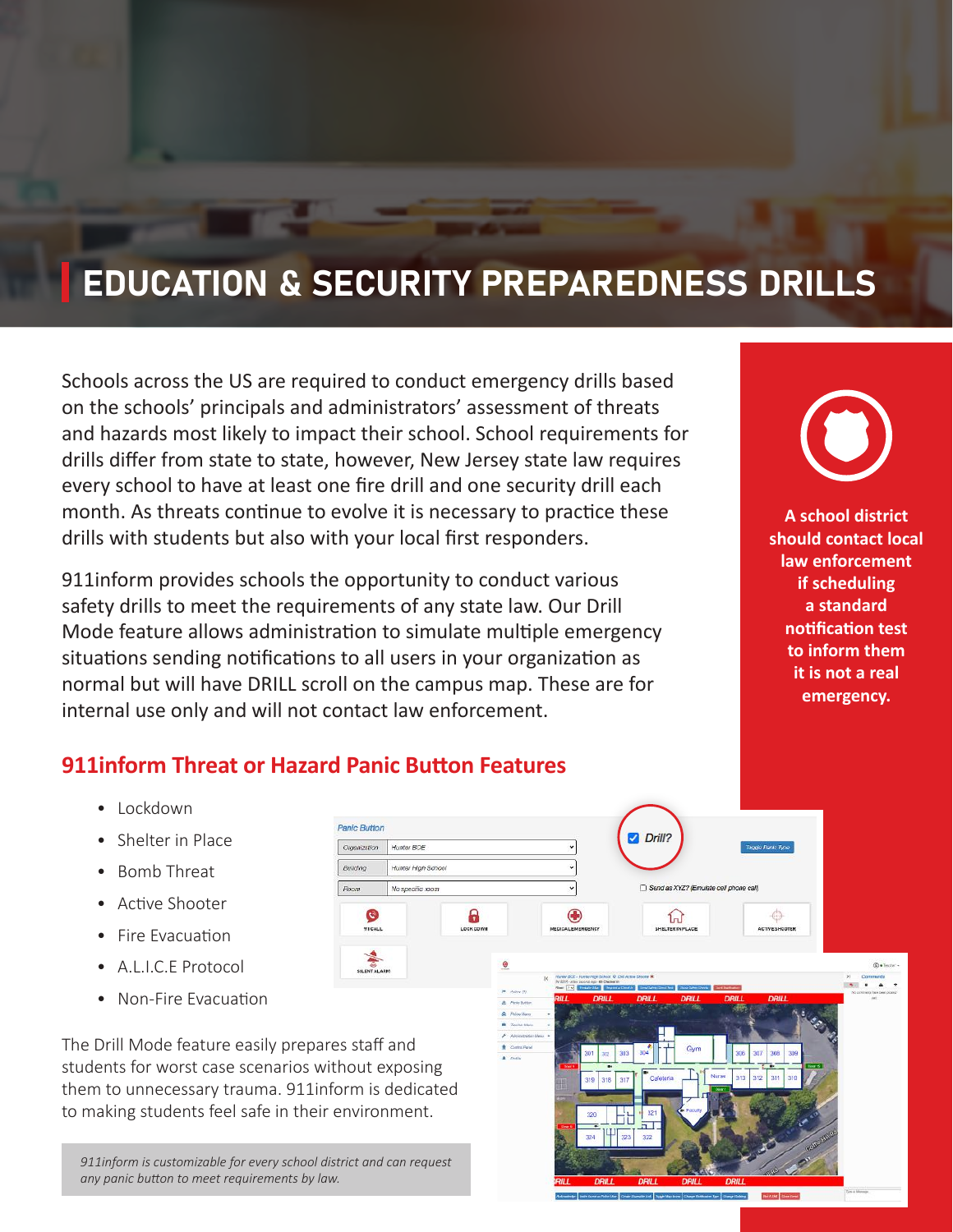# EDUCATION & SECURITY PREPAREDNESS DRILLS

Schools across the US are required to conduct emergency drills based on the schools' principals and administrators' assessment of threats and hazards most likely to impact their school. School requirements for drills differ from state to state, however, New Jersey state law requires every school to have at least one fire drill and one security drill each month. As threats continue to evolve it is necessary to practice these drills with students but also with your local first responders.

911inform provides schools the opportunity to conduct various safety drills to meet the requirements of any state law. Our Drill Mode feature allows administration to simulate multiple emergency situations sending notifications to all users in your organization as normal but will have DRILL scroll on the campus map. These are for internal use only and will not contact law enforcement.

**A school district should contact local law enforcement if scheduling a standard notification test to inform them it is not a real emergency.**

## 911inform Threat or Hazard Panic Button Features

- Lockdown
- Shelter in Place
- Bomb Threat
- Active Shooter
- Fire Evacuation
- A.L.I.C.E Protocol
- Non-Fire Evacuation

The Drill Mode feature easily prepares staff and students for worst case scenarios without exposing them to unnecessary trauma. 911inform is dedicated to making students feel safe in their environment.

*911inform is customizable for every school district and can request any panic button to meet requirements by law.*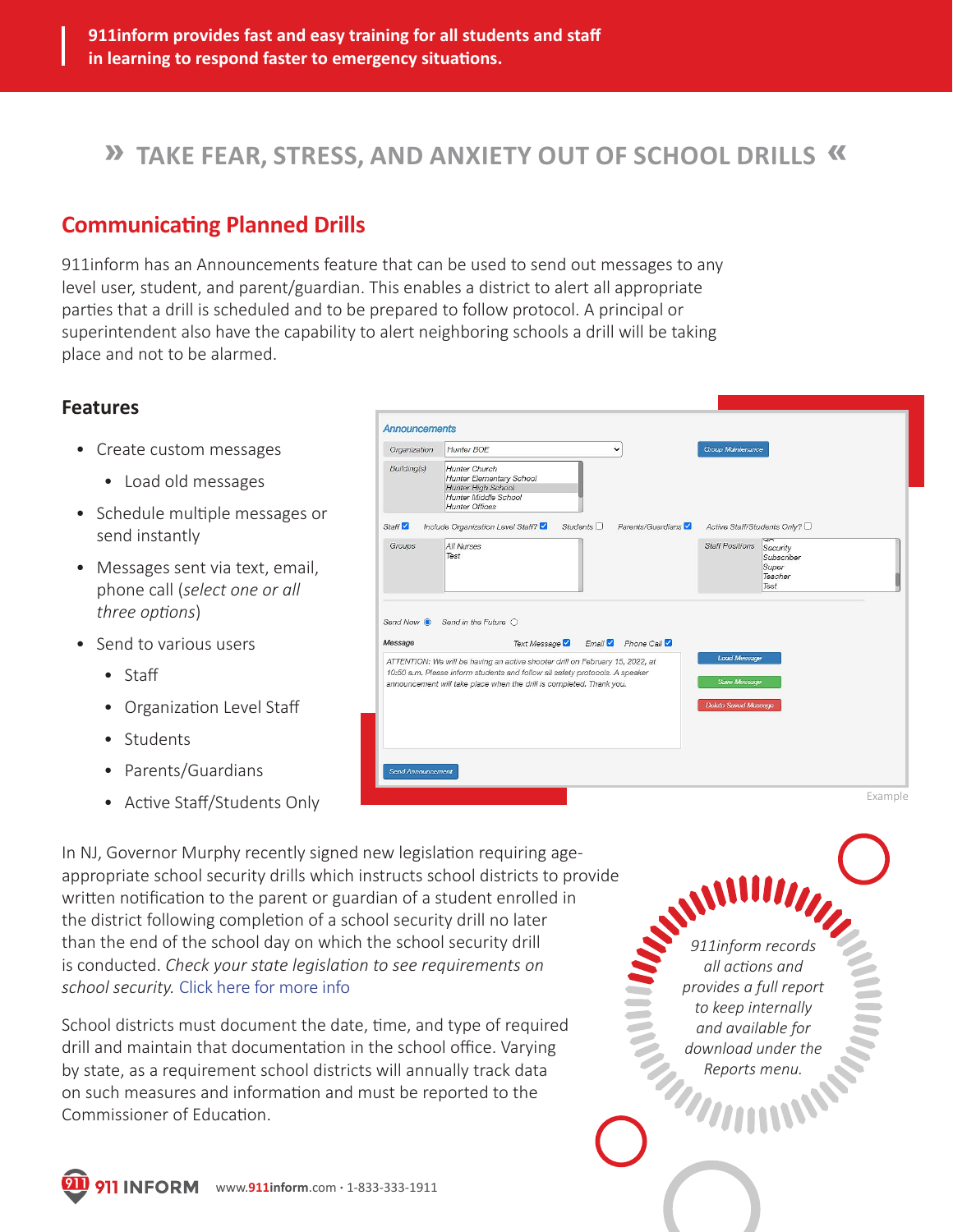**911inform provides fast and easy training for all students and staff in learning to respond faster to emergency situations.**

## » TAKE FEAR, STRESS, AND ANXIETY OUT OF SCHOOL DRILLS «

## Communicating Planned Drills

911inform has an Announcements feature that can be used to send out messages to any level user, student, and parent/guardian. This enables a district to alert all appropriate parties that a drill is scheduled and to be prepared to follow protocol. A principal or superintendent also have the capability to alert neighboring schools a drill will be taking place and not to be alarmed.

### Features

- Create custom messages
  - Load old messages
- Schedule multiple messages or send instantly
- Messages sent via text, email, phone call (*select one or all three options*)
- Send to various users
  - Staff
  - Organization Level Staff
  - Students
  - Parents/Guardians
  - Active Staff/Students Only

Announcements

Organization: Hunter BOE

Building(s): Hunter Church, Hunter Elementary School, Hunter High School, Hunter Middle School, Hunter Offices

Group Maintenance

Staff ☑ Include Organization Level Staff? ☑ Students ☐ Parents/Guardians ☑ Active Staff/Students Only? ☐

Groups: All Nurses, Test

Staff Positions: Security, Subscriber, Super, Teacher, Test

Send Now ◉ Send in the Future ○

Message — Text Message ☑ Email ☑ Phone Call ☑

ATTENTION: We will be having an active shooter drill on February 15, 2022, at 10:50 a.m. Please inform students and follow all safety protocols. A speaker announcement will take place when the drill is completed. Thank you.

Load Message

Save Message

Delete Saved Message

Send Announcement

Example

In NJ, Governor Murphy recently signed new legislation requiring age-appropriate school security drills which instructs school districts to provide written notification to the parent or guardian of a student enrolled in the district following completion of a school security drill no later than the end of the school day on which the school security drill is conducted. *Check your state legislation to see requirements on school security.* Click here for more info

School districts must document the date, time, and type of required drill and maintain that documentation in the school office. Varying by state, as a requirement school districts will annually track data on such measures and information and must be reported to the Commissioner of Education.

*911inform records all actions and provides a full report to keep internally and available for download under the Reports menu.*

911 INFORM www.911inform.com · 1-833-333-1911